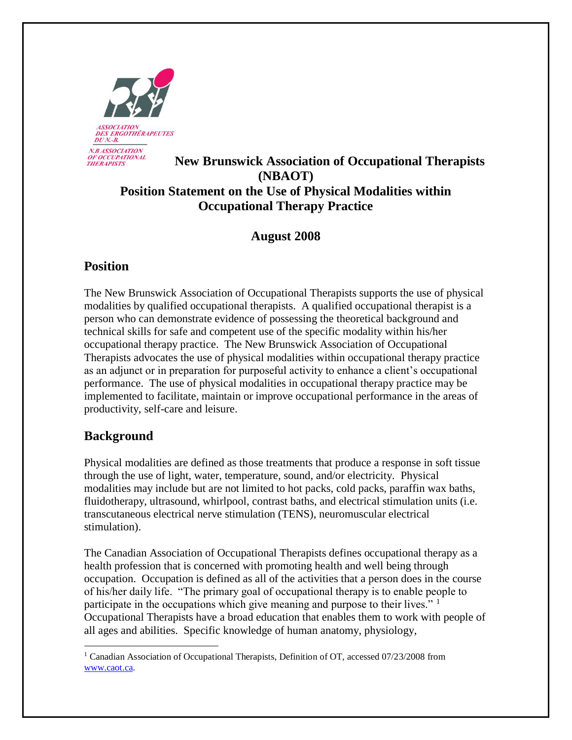ASSOCIATION DES ERGOTHÉRAPEUTES DU N.-B.

N.B ASSOCIATION OF OCCUPATIONAL THERAPISTS

# New Brunswick Association of Occupational Therapists (NBAOT)

# Position Statement on the Use of Physical Modalities within Occupational Therapy Practice

**August 2008**

## Position

The New Brunswick Association of Occupational Therapists supports the use of physical modalities by qualified occupational therapists. A qualified occupational therapist is a person who can demonstrate evidence of possessing the theoretical background and technical skills for safe and competent use of the specific modality within his/her occupational therapy practice. The New Brunswick Association of Occupational Therapists advocates the use of physical modalities within occupational therapy practice as an adjunct or in preparation for purposeful activity to enhance a client's occupational performance. The use of physical modalities in occupational therapy practice may be implemented to facilitate, maintain or improve occupational performance in the areas of productivity, self-care and leisure.

## Background

Physical modalities are defined as those treatments that produce a response in soft tissue through the use of light, water, temperature, sound, and/or electricity. Physical modalities may include but are not limited to hot packs, cold packs, paraffin wax baths, fluidotherapy, ultrasound, whirlpool, contrast baths, and electrical stimulation units (i.e. transcutaneous electrical nerve stimulation (TENS), neuromuscular electrical stimulation).

The Canadian Association of Occupational Therapists defines occupational therapy as a health profession that is concerned with promoting health and well being through occupation. Occupation is defined as all of the activities that a person does in the course of his/her daily life. "The primary goal of occupational therapy is to enable people to participate in the occupations which give meaning and purpose to their lives." [1] Occupational Therapists have a broad education that enables them to work with people of all ages and abilities. Specific knowledge of human anatomy, physiology,

[1] Canadian Association of Occupational Therapists, Definition of OT, accessed 07/23/2008 from www.caot.ca.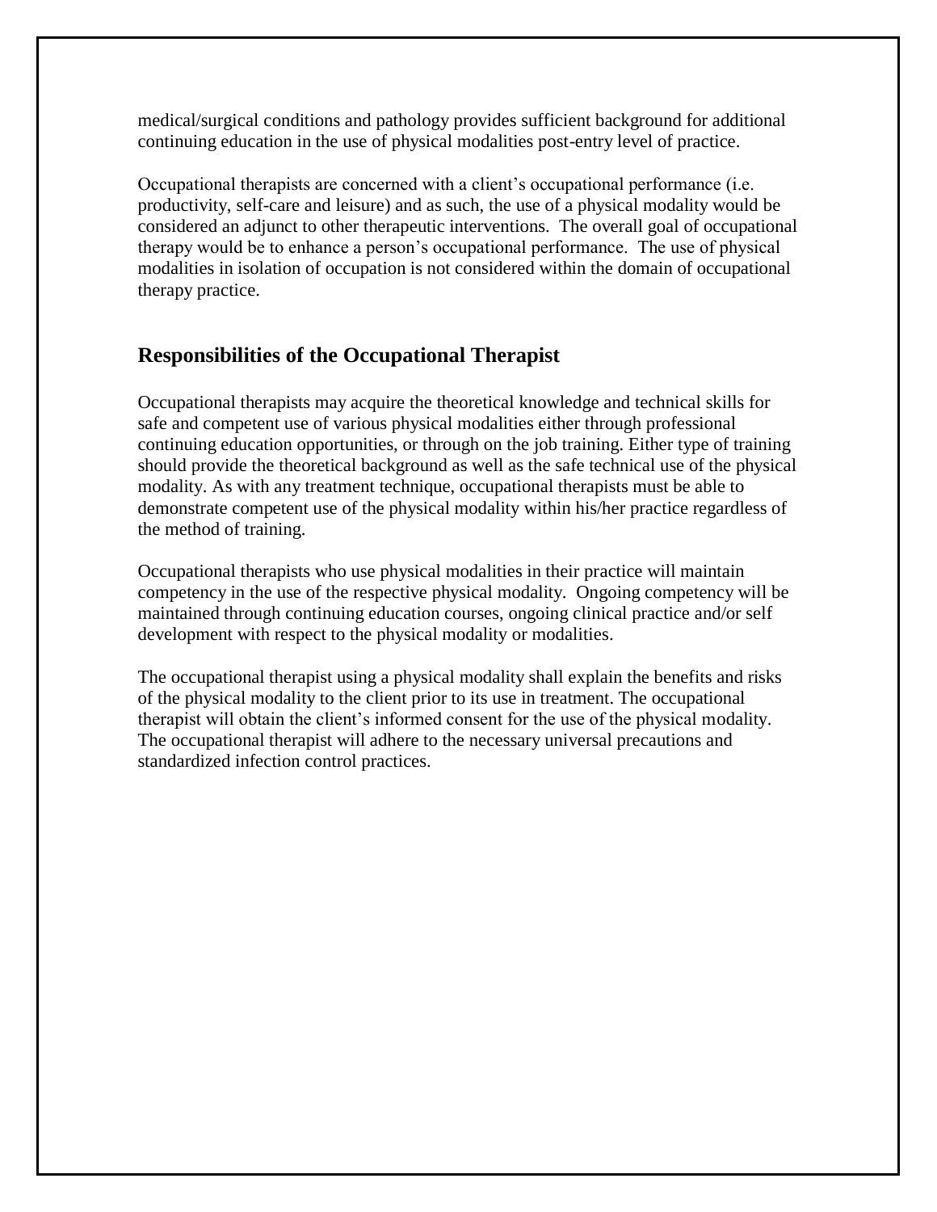medical/surgical conditions and pathology provides sufficient background for additional continuing education in the use of physical modalities post-entry level of practice.

Occupational therapists are concerned with a client's occupational performance (i.e. productivity, self-care and leisure) and as such, the use of a physical modality would be considered an adjunct to other therapeutic interventions. The overall goal of occupational therapy would be to enhance a person's occupational performance. The use of physical modalities in isolation of occupation is not considered within the domain of occupational therapy practice.

## Responsibilities of the Occupational Therapist

Occupational therapists may acquire the theoretical knowledge and technical skills for safe and competent use of various physical modalities either through professional continuing education opportunities, or through on the job training. Either type of training should provide the theoretical background as well as the safe technical use of the physical modality. As with any treatment technique, occupational therapists must be able to demonstrate competent use of the physical modality within his/her practice regardless of the method of training.

Occupational therapists who use physical modalities in their practice will maintain competency in the use of the respective physical modality. Ongoing competency will be maintained through continuing education courses, ongoing clinical practice and/or self development with respect to the physical modality or modalities.

The occupational therapist using a physical modality shall explain the benefits and risks of the physical modality to the client prior to its use in treatment. The occupational therapist will obtain the client's informed consent for the use of the physical modality. The occupational therapist will adhere to the necessary universal precautions and standardized infection control practices.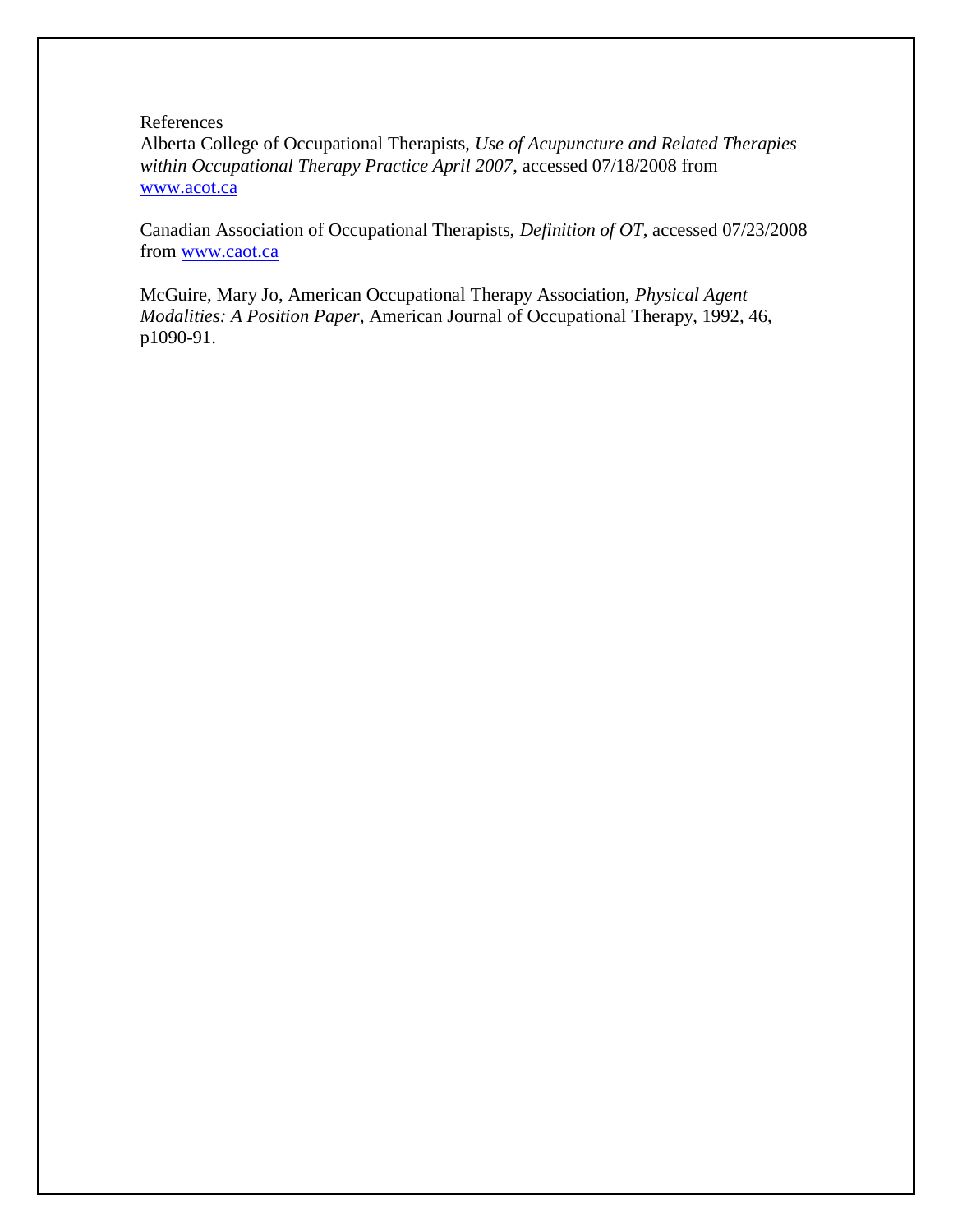References

Alberta College of Occupational Therapists, *Use of Acupuncture and Related Therapies within Occupational Therapy Practice April 2007*, accessed 07/18/2008 from [www.acot.ca](http://www.acot.ca)

Canadian Association of Occupational Therapists, *Definition of OT*, accessed 07/23/2008 from [www.caot.ca](http://www.caot.ca)

McGuire, Mary Jo, American Occupational Therapy Association, *Physical Agent Modalities: A Position Paper*, American Journal of Occupational Therapy, 1992, 46, p1090-91.